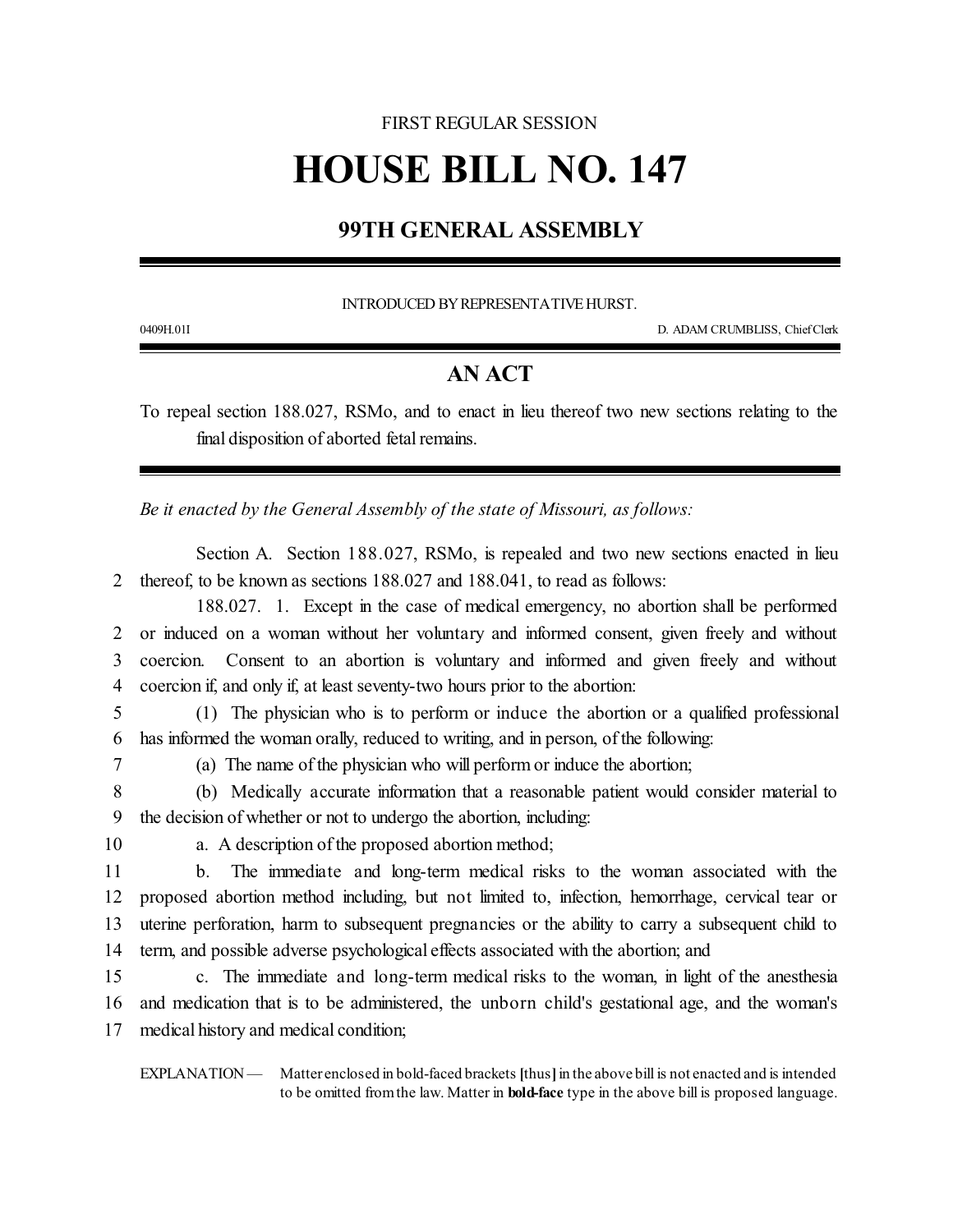FIRST REGULAR SESSION

# HOUSE BILL NO. 147

## 99TH GENERAL ASSEMBLY

INTRODUCED BY REPRESENTATIVE HURST.

0409H.01I D. ADAM CRUMBLISS, Chief Clerk

## AN ACT

To repeal section 188.027, RSMo, and to enact in lieu thereof two new sections relating to the final disposition of aborted fetal remains.

*Be it enacted by the General Assembly of the state of Missouri, as follows:*

Section A. Section 188.027, RSMo, is repealed and two new sections enacted in lieu
2 thereof, to be known as sections 188.027 and 188.041, to read as follows:

188.027. 1. Except in the case of medical emergency, no abortion shall be performed
2 or induced on a woman without her voluntary and informed consent, given freely and without
3 coercion. Consent to an abortion is voluntary and informed and given freely and without
4 coercion if, and only if, at least seventy-two hours prior to the abortion:

5 (1) The physician who is to perform or induce the abortion or a qualified professional
6 has informed the woman orally, reduced to writing, and in person, of the following:

7 (a) The name of the physician who will perform or induce the abortion;

8 (b) Medically accurate information that a reasonable patient would consider material to
9 the decision of whether or not to undergo the abortion, including:

10 a. A description of the proposed abortion method;

11 b. The immediate and long-term medical risks to the woman associated with the
12 proposed abortion method including, but not limited to, infection, hemorrhage, cervical tear or
13 uterine perforation, harm to subsequent pregnancies or the ability to carry a subsequent child to
14 term, and possible adverse psychological effects associated with the abortion; and

15 c. The immediate and long-term medical risks to the woman, in light of the anesthesia
16 and medication that is to be administered, the unborn child's gestational age, and the woman's
17 medical history and medical condition;

EXPLANATION — Matter enclosed in bold-faced brackets **[**thus**]** in the above bill is not enacted and is intended to be omitted from the law. Matter in **bold-face** type in the above bill is proposed language.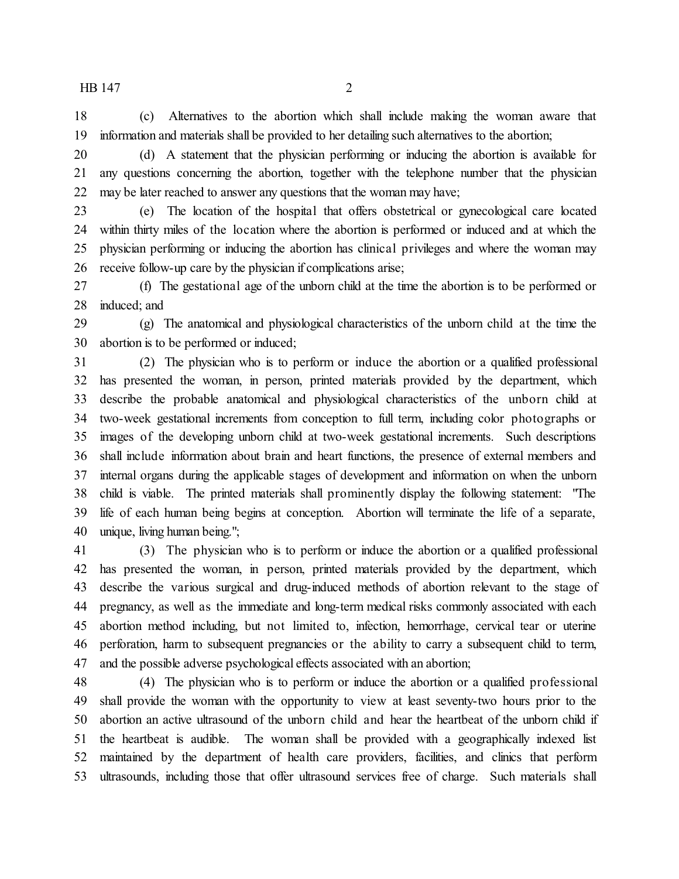(c) Alternatives to the abortion which shall include making the woman aware that information and materials shall be provided to her detailing such alternatives to the abortion;

(d) A statement that the physician performing or inducing the abortion is available for any questions concerning the abortion, together with the telephone number that the physician may be later reached to answer any questions that the woman may have;

(e) The location of the hospital that offers obstetrical or gynecological care located within thirty miles of the location where the abortion is performed or induced and at which the physician performing or inducing the abortion has clinical privileges and where the woman may receive follow-up care by the physician if complications arise;

(f) The gestational age of the unborn child at the time the abortion is to be performed or induced; and

(g) The anatomical and physiological characteristics of the unborn child at the time the abortion is to be performed or induced;

(2) The physician who is to perform or induce the abortion or a qualified professional has presented the woman, in person, printed materials provided by the department, which describe the probable anatomical and physiological characteristics of the unborn child at two-week gestational increments from conception to full term, including color photographs or images of the developing unborn child at two-week gestational increments. Such descriptions shall include information about brain and heart functions, the presence of external members and internal organs during the applicable stages of development and information on when the unborn child is viable. The printed materials shall prominently display the following statement: "The life of each human being begins at conception. Abortion will terminate the life of a separate, unique, living human being.";

(3) The physician who is to perform or induce the abortion or a qualified professional has presented the woman, in person, printed materials provided by the department, which describe the various surgical and drug-induced methods of abortion relevant to the stage of pregnancy, as well as the immediate and long-term medical risks commonly associated with each abortion method including, but not limited to, infection, hemorrhage, cervical tear or uterine perforation, harm to subsequent pregnancies or the ability to carry a subsequent child to term, and the possible adverse psychological effects associated with an abortion;

(4) The physician who is to perform or induce the abortion or a qualified professional shall provide the woman with the opportunity to view at least seventy-two hours prior to the abortion an active ultrasound of the unborn child and hear the heartbeat of the unborn child if the heartbeat is audible. The woman shall be provided with a geographically indexed list maintained by the department of health care providers, facilities, and clinics that perform ultrasounds, including those that offer ultrasound services free of charge. Such materials shall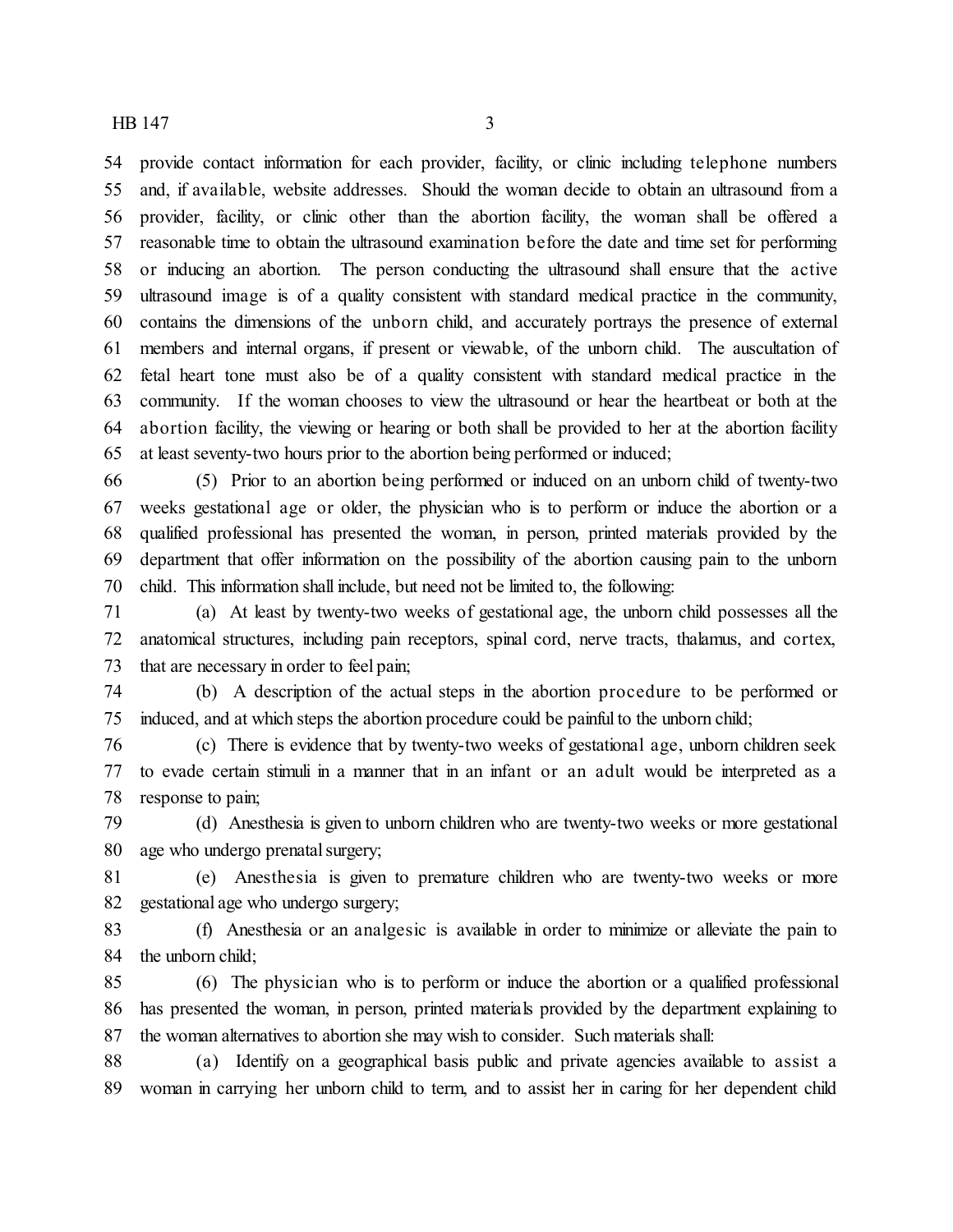provide contact information for each provider, facility, or clinic including telephone numbers and, if available, website addresses. Should the woman decide to obtain an ultrasound from a provider, facility, or clinic other than the abortion facility, the woman shall be offered a reasonable time to obtain the ultrasound examination before the date and time set for performing or inducing an abortion. The person conducting the ultrasound shall ensure that the active ultrasound image is of a quality consistent with standard medical practice in the community, contains the dimensions of the unborn child, and accurately portrays the presence of external members and internal organs, if present or viewable, of the unborn child. The auscultation of fetal heart tone must also be of a quality consistent with standard medical practice in the community. If the woman chooses to view the ultrasound or hear the heartbeat or both at the abortion facility, the viewing or hearing or both shall be provided to her at the abortion facility at least seventy-two hours prior to the abortion being performed or induced;

(5) Prior to an abortion being performed or induced on an unborn child of twenty-two weeks gestational age or older, the physician who is to perform or induce the abortion or a qualified professional has presented the woman, in person, printed materials provided by the department that offer information on the possibility of the abortion causing pain to the unborn child. This information shall include, but need not be limited to, the following:

(a) At least by twenty-two weeks of gestational age, the unborn child possesses all the anatomical structures, including pain receptors, spinal cord, nerve tracts, thalamus, and cortex, that are necessary in order to feel pain;

(b) A description of the actual steps in the abortion procedure to be performed or induced, and at which steps the abortion procedure could be painful to the unborn child;

(c) There is evidence that by twenty-two weeks of gestational age, unborn children seek to evade certain stimuli in a manner that in an infant or an adult would be interpreted as a response to pain;

(d) Anesthesia is given to unborn children who are twenty-two weeks or more gestational age who undergo prenatal surgery;

(e) Anesthesia is given to premature children who are twenty-two weeks or more gestational age who undergo surgery;

(f) Anesthesia or an analgesic is available in order to minimize or alleviate the pain to the unborn child;

(6) The physician who is to perform or induce the abortion or a qualified professional has presented the woman, in person, printed materials provided by the department explaining to the woman alternatives to abortion she may wish to consider. Such materials shall:

(a) Identify on a geographical basis public and private agencies available to assist a woman in carrying her unborn child to term, and to assist her in caring for her dependent child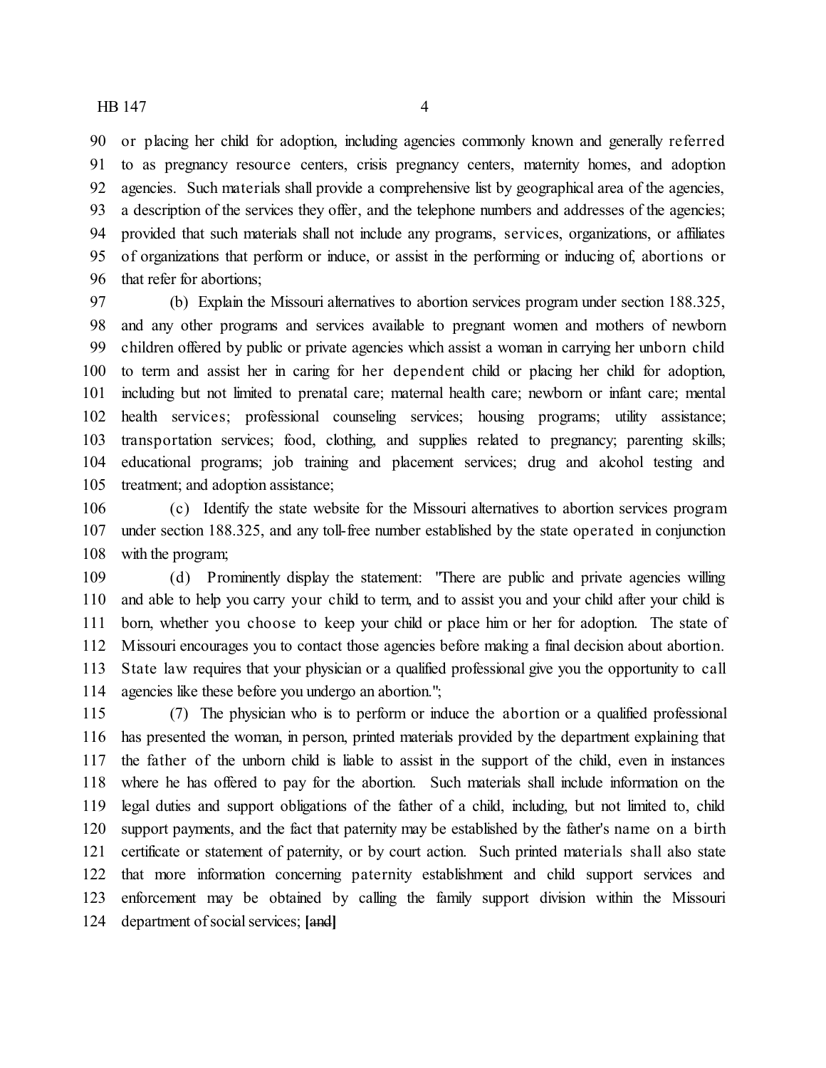or placing her child for adoption, including agencies commonly known and generally referred to as pregnancy resource centers, crisis pregnancy centers, maternity homes, and adoption agencies. Such materials shall provide a comprehensive list by geographical area of the agencies, a description of the services they offer, and the telephone numbers and addresses of the agencies; provided that such materials shall not include any programs, services, organizations, or affiliates of organizations that perform or induce, or assist in the performing or inducing of, abortions or that refer for abortions;

(b) Explain the Missouri alternatives to abortion services program under section 188.325, and any other programs and services available to pregnant women and mothers of newborn children offered by public or private agencies which assist a woman in carrying her unborn child to term and assist her in caring for her dependent child or placing her child for adoption, including but not limited to prenatal care; maternal health care; newborn or infant care; mental health services; professional counseling services; housing programs; utility assistance; transportation services; food, clothing, and supplies related to pregnancy; parenting skills; educational programs; job training and placement services; drug and alcohol testing and treatment; and adoption assistance;

(c) Identify the state website for the Missouri alternatives to abortion services program under section 188.325, and any toll-free number established by the state operated in conjunction with the program;

(d) Prominently display the statement: "There are public and private agencies willing and able to help you carry your child to term, and to assist you and your child after your child is born, whether you choose to keep your child or place him or her for adoption. The state of Missouri encourages you to contact those agencies before making a final decision about abortion. State law requires that your physician or a qualified professional give you the opportunity to call agencies like these before you undergo an abortion.";

(7) The physician who is to perform or induce the abortion or a qualified professional has presented the woman, in person, printed materials provided by the department explaining that the father of the unborn child is liable to assist in the support of the child, even in instances where he has offered to pay for the abortion. Such materials shall include information on the legal duties and support obligations of the father of a child, including, but not limited to, child support payments, and the fact that paternity may be established by the father's name on a birth certificate or statement of paternity, or by court action. Such printed materials shall also state that more information concerning paternity establishment and child support services and enforcement may be obtained by calling the family support division within the Missouri department of social services; **[~~and~~]**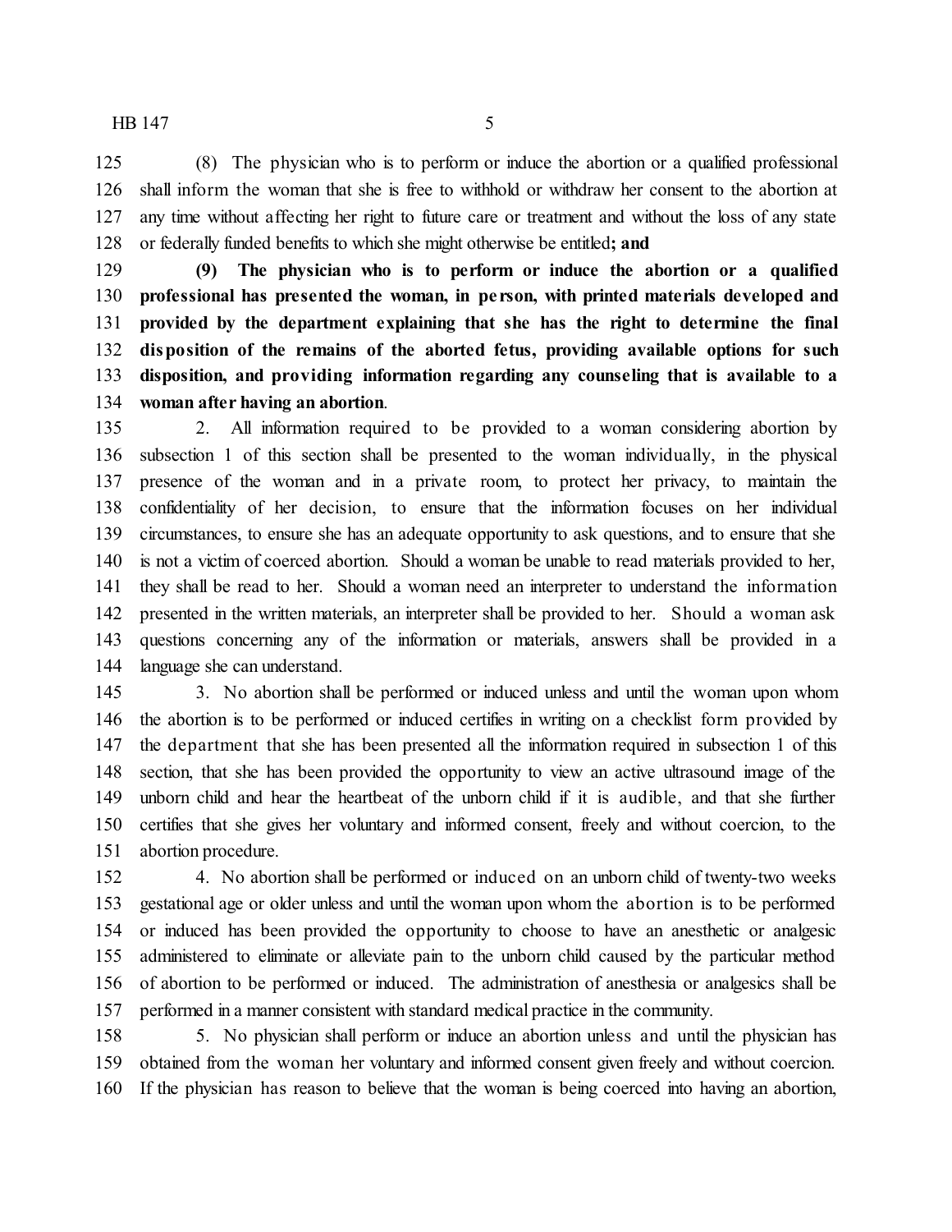(8) The physician who is to perform or induce the abortion or a qualified professional shall inform the woman that she is free to withhold or withdraw her consent to the abortion at any time without affecting her right to future care or treatment and without the loss of any state or federally funded benefits to which she might otherwise be entitled**; and**

**(9) The physician who is to perform or induce the abortion or a qualified professional has presented the woman, in person, with printed materials developed and provided by the department explaining that she has the right to determine the final disposition of the remains of the aborted fetus, providing available options for such disposition, and providing information regarding any counseling that is available to a woman after having an abortion**.

2. All information required to be provided to a woman considering abortion by subsection 1 of this section shall be presented to the woman individually, in the physical presence of the woman and in a private room, to protect her privacy, to maintain the confidentiality of her decision, to ensure that the information focuses on her individual circumstances, to ensure she has an adequate opportunity to ask questions, and to ensure that she is not a victim of coerced abortion. Should a woman be unable to read materials provided to her, they shall be read to her. Should a woman need an interpreter to understand the information presented in the written materials, an interpreter shall be provided to her. Should a woman ask questions concerning any of the information or materials, answers shall be provided in a language she can understand.

3. No abortion shall be performed or induced unless and until the woman upon whom the abortion is to be performed or induced certifies in writing on a checklist form provided by the department that she has been presented all the information required in subsection 1 of this section, that she has been provided the opportunity to view an active ultrasound image of the unborn child and hear the heartbeat of the unborn child if it is audible, and that she further certifies that she gives her voluntary and informed consent, freely and without coercion, to the abortion procedure.

4. No abortion shall be performed or induced on an unborn child of twenty-two weeks gestational age or older unless and until the woman upon whom the abortion is to be performed or induced has been provided the opportunity to choose to have an anesthetic or analgesic administered to eliminate or alleviate pain to the unborn child caused by the particular method of abortion to be performed or induced. The administration of anesthesia or analgesics shall be performed in a manner consistent with standard medical practice in the community.

5. No physician shall perform or induce an abortion unless and until the physician has obtained from the woman her voluntary and informed consent given freely and without coercion. If the physician has reason to believe that the woman is being coerced into having an abortion,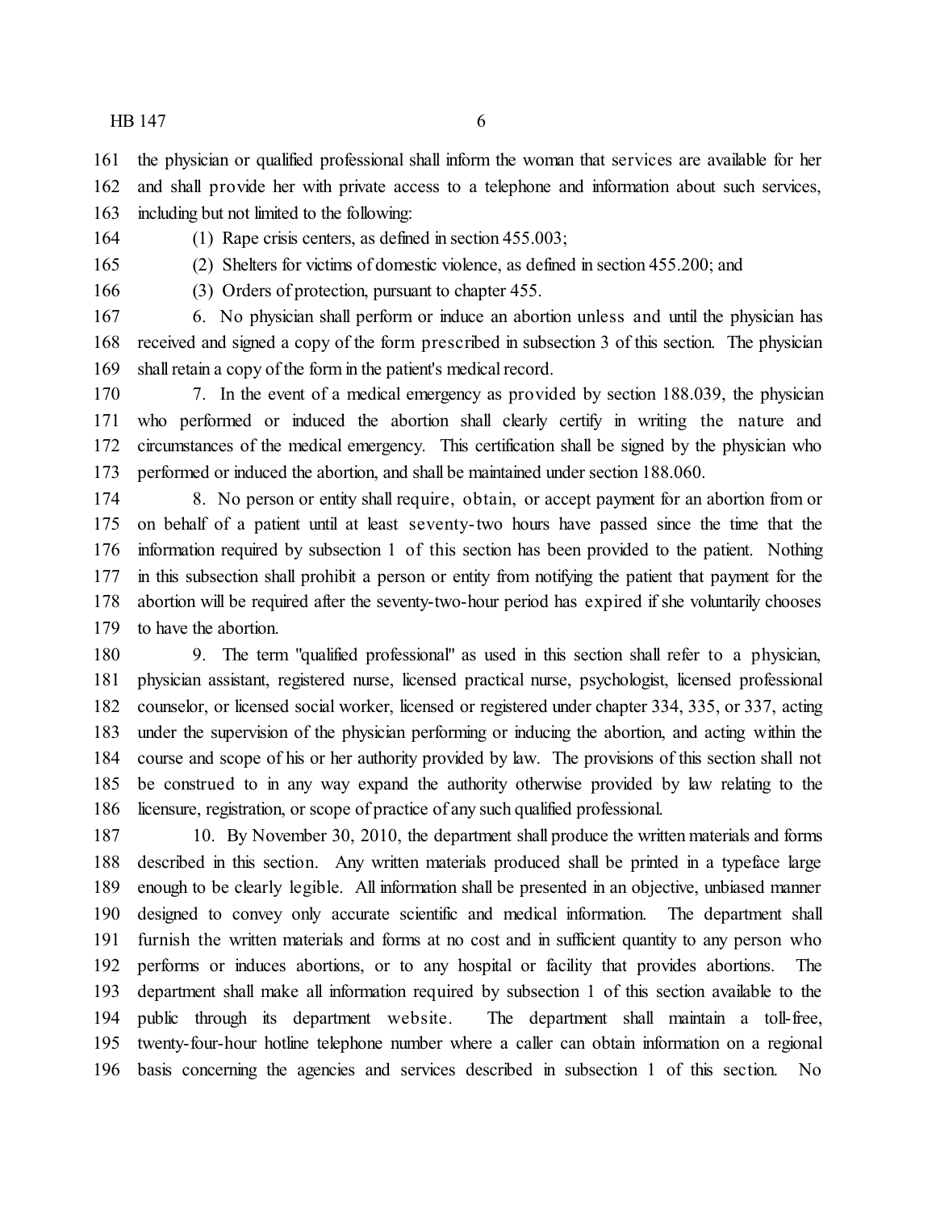the physician or qualified professional shall inform the woman that services are available for her and shall provide her with private access to a telephone and information about such services, including but not limited to the following:

(1) Rape crisis centers, as defined in section 455.003;

(2) Shelters for victims of domestic violence, as defined in section 455.200; and

(3) Orders of protection, pursuant to chapter 455.

6. No physician shall perform or induce an abortion unless and until the physician has received and signed a copy of the form prescribed in subsection 3 of this section. The physician shall retain a copy of the form in the patient's medical record.

7. In the event of a medical emergency as provided by section 188.039, the physician who performed or induced the abortion shall clearly certify in writing the nature and circumstances of the medical emergency. This certification shall be signed by the physician who performed or induced the abortion, and shall be maintained under section 188.060.

8. No person or entity shall require, obtain, or accept payment for an abortion from or on behalf of a patient until at least seventy-two hours have passed since the time that the information required by subsection 1 of this section has been provided to the patient. Nothing in this subsection shall prohibit a person or entity from notifying the patient that payment for the abortion will be required after the seventy-two-hour period has expired if she voluntarily chooses to have the abortion.

9. The term "qualified professional" as used in this section shall refer to a physician, physician assistant, registered nurse, licensed practical nurse, psychologist, licensed professional counselor, or licensed social worker, licensed or registered under chapter 334, 335, or 337, acting under the supervision of the physician performing or inducing the abortion, and acting within the course and scope of his or her authority provided by law. The provisions of this section shall not be construed to in any way expand the authority otherwise provided by law relating to the licensure, registration, or scope of practice of any such qualified professional.

10. By November 30, 2010, the department shall produce the written materials and forms described in this section. Any written materials produced shall be printed in a typeface large enough to be clearly legible. All information shall be presented in an objective, unbiased manner designed to convey only accurate scientific and medical information. The department shall furnish the written materials and forms at no cost and in sufficient quantity to any person who performs or induces abortions, or to any hospital or facility that provides abortions. The department shall make all information required by subsection 1 of this section available to the public through its department website. The department shall maintain a toll-free, twenty-four-hour hotline telephone number where a caller can obtain information on a regional basis concerning the agencies and services described in subsection 1 of this section. No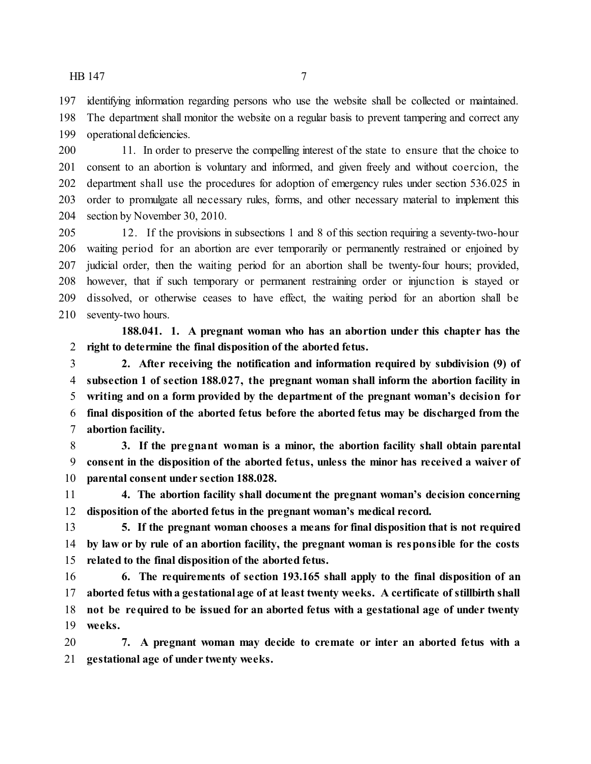identifying information regarding persons who use the website shall be collected or maintained. The department shall monitor the website on a regular basis to prevent tampering and correct any operational deficiencies.

11. In order to preserve the compelling interest of the state to ensure that the choice to consent to an abortion is voluntary and informed, and given freely and without coercion, the department shall use the procedures for adoption of emergency rules under section 536.025 in order to promulgate all necessary rules, forms, and other necessary material to implement this section by November 30, 2010.

12. If the provisions in subsections 1 and 8 of this section requiring a seventy-two-hour waiting period for an abortion are ever temporarily or permanently restrained or enjoined by judicial order, then the waiting period for an abortion shall be twenty-four hours; provided, however, that if such temporary or permanent restraining order or injunction is stayed or dissolved, or otherwise ceases to have effect, the waiting period for an abortion shall be seventy-two hours.

**188.041. 1. A pregnant woman who has an abortion under this chapter has the right to determine the final disposition of the aborted fetus.**

**2. After receiving the notification and information required by subdivision (9) of subsection 1 of section 188.027, the pregnant woman shall inform the abortion facility in writing and on a form provided by the department of the pregnant woman's decision for final disposition of the aborted fetus before the aborted fetus may be discharged from the abortion facility.**

**3. If the pregnant woman is a minor, the abortion facility shall obtain parental consent in the disposition of the aborted fetus, unless the minor has received a waiver of parental consent under section 188.028.**

**4. The abortion facility shall document the pregnant woman's decision concerning disposition of the aborted fetus in the pregnant woman's medical record.**

**5. If the pregnant woman chooses a means for final disposition that is not required by law or by rule of an abortion facility, the pregnant woman is responsible for the costs related to the final disposition of the aborted fetus.**

**6. The requirements of section 193.165 shall apply to the final disposition of an aborted fetus with a gestational age of at least twenty weeks. A certificate of stillbirth shall not be required to be issued for an aborted fetus with a gestational age of under twenty weeks.**

**7. A pregnant woman may decide to cremate or inter an aborted fetus with a gestational age of under twenty weeks.**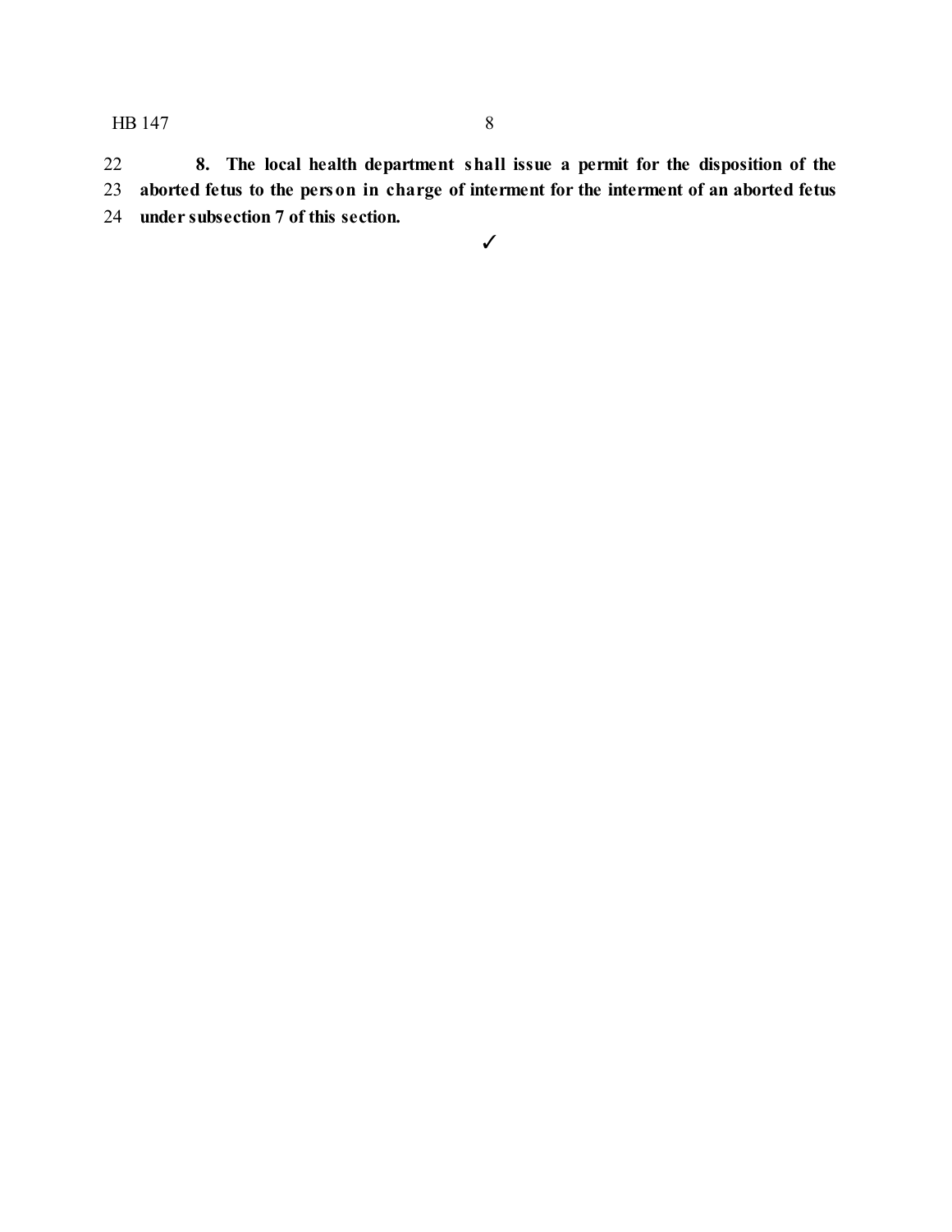**8. The local health department shall issue a permit for the disposition of the aborted fetus to the person in charge of interment for the interment of an aborted fetus under subsection 7 of this section.**

✓